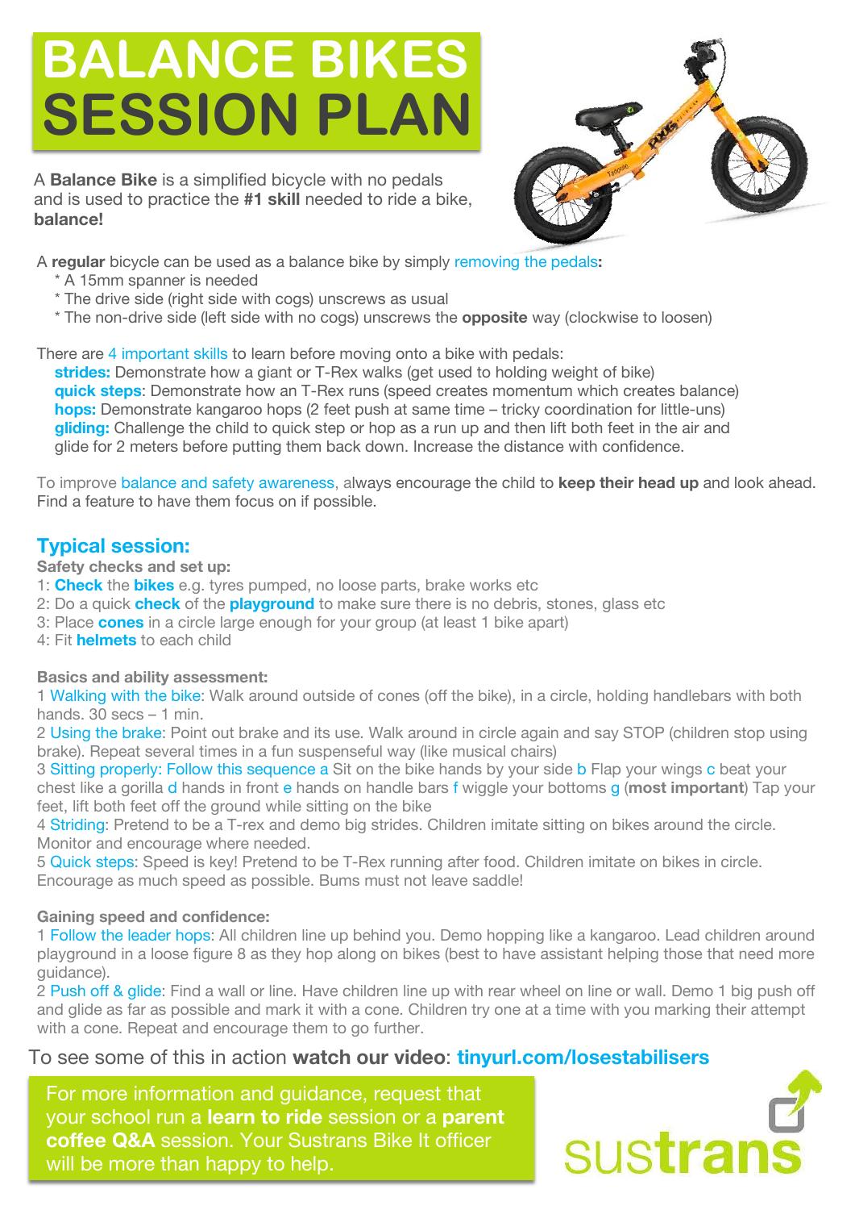# BALANCE BIKES SESSION PLAN

A **Balance Bike** is a simplified bicycle with no pedals and is used to practice the **#1 skill** needed to ride a bike, **balance!**

A **regular** bicycle can be used as a balance bike by simply removing the pedals**:**

* A 15mm spanner is needed
* The drive side (right side with cogs) unscrews as usual
* The non-drive side (left side with no cogs) unscrews the **opposite** way (clockwise to loosen)

There are 4 important skills to learn before moving onto a bike with pedals:

**strides:** Demonstrate how a giant or T-Rex walks (get used to holding weight of bike)
**quick steps**: Demonstrate how an T-Rex runs (speed creates momentum which creates balance)
**hops:** Demonstrate kangaroo hops (2 feet push at same time – tricky coordination for little-uns)
**gliding:** Challenge the child to quick step or hop as a run up and then lift both feet in the air and glide for 2 meters before putting them back down. Increase the distance with confidence.

To improve balance and safety awareness, always encourage the child to **keep their head up** and look ahead. Find a feature to have them focus on if possible.

## Typical session:

**Safety checks and set up:**

1: **Check** the **bikes** e.g. tyres pumped, no loose parts, brake works etc
2: Do a quick **check** of the **playground** to make sure there is no debris, stones, glass etc
3: Place **cones** in a circle large enough for your group (at least 1 bike apart)
4: Fit **helmets** to each child

**Basics and ability assessment:**

1 Walking with the bike: Walk around outside of cones (off the bike), in a circle, holding handlebars with both hands. 30 secs – 1 min.
2 Using the brake: Point out brake and its use. Walk around in circle again and say STOP (children stop using brake). Repeat several times in a fun suspenseful way (like musical chairs)
3 Sitting properly: Follow this sequence a Sit on the bike hands by your side b Flap your wings c beat your chest like a gorilla d hands in front e hands on handle bars f wiggle your bottoms g (**most important**) Tap your feet, lift both feet off the ground while sitting on the bike
4 Striding: Pretend to be a T-rex and demo big strides. Children imitate sitting on bikes around the circle. Monitor and encourage where needed.
5 Quick steps: Speed is key! Pretend to be T-Rex running after food. Children imitate on bikes in circle. Encourage as much speed as possible. Bums must not leave saddle!

**Gaining speed and confidence:**

1 Follow the leader hops: All children line up behind you. Demo hopping like a kangaroo. Lead children around playground in a loose figure 8 as they hop along on bikes (best to have assistant helping those that need more guidance).
2 Push off & glide: Find a wall or line. Have children line up with rear wheel on line or wall. Demo 1 big push off and glide as far as possible and mark it with a cone. Children try one at a time with you marking their attempt with a cone. Repeat and encourage them to go further.

To see some of this in action **watch our video**: **tinyurl.com/losestabilisers**

For more information and guidance, request that your school run a **learn to ride** session or a **parent coffee Q&A** session. Your Sustrans Bike It officer will be more than happy to help.

sustrans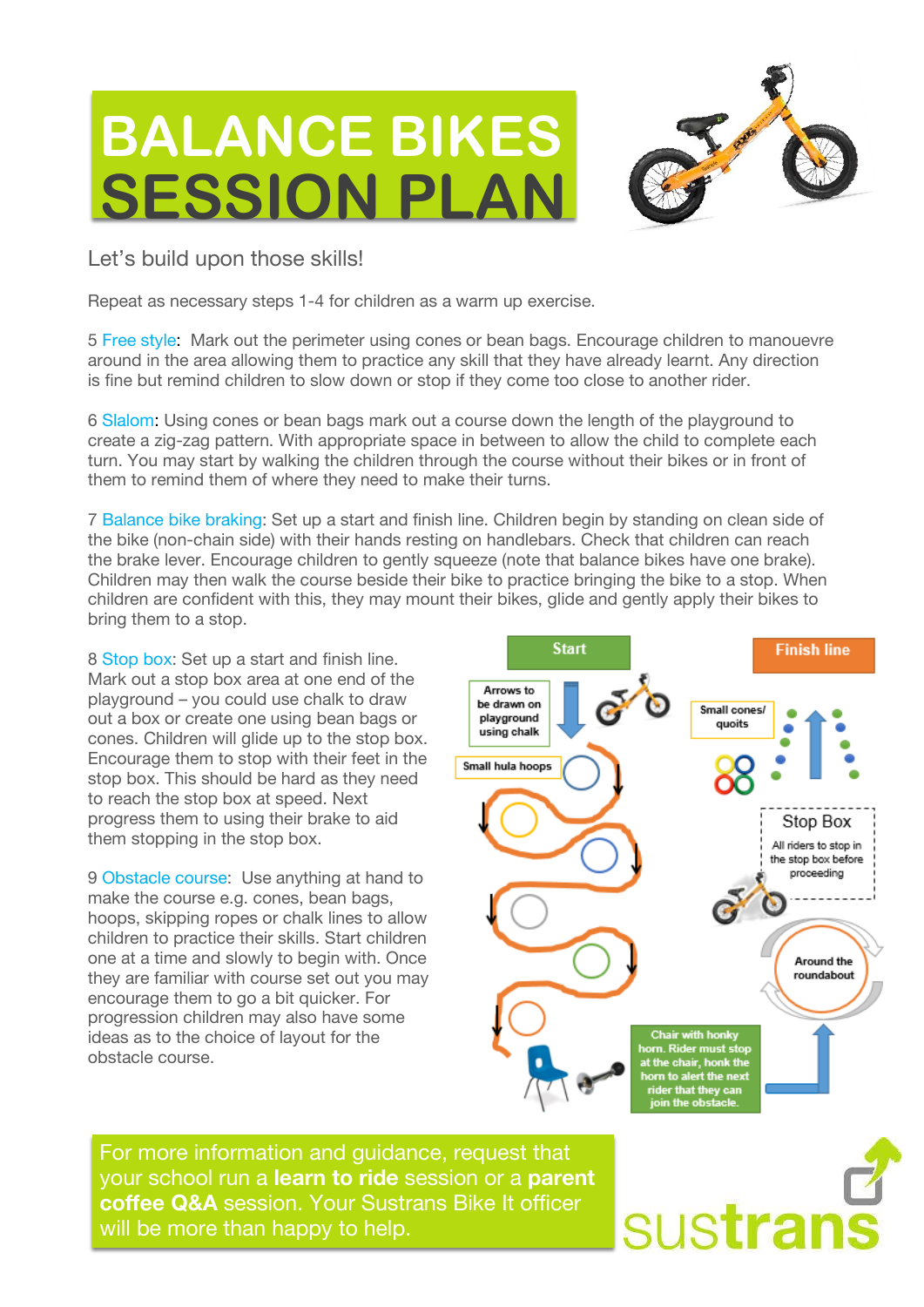# BALANCE BIKES SESSION PLAN

Let's build upon those skills!

Repeat as necessary steps 1-4 for children as a warm up exercise.

5 Free style: Mark out the perimeter using cones or bean bags. Encourage children to manouevre around in the area allowing them to practice any skill that they have already learnt. Any direction is fine but remind children to slow down or stop if they come too close to another rider.

6 Slalom: Using cones or bean bags mark out a course down the length of the playground to create a zig-zag pattern. With appropriate space in between to allow the child to complete each turn. You may start by walking the children through the course without their bikes or in front of them to remind them of where they need to make their turns.

7 Balance bike braking: Set up a start and finish line. Children begin by standing on clean side of the bike (non-chain side) with their hands resting on handlebars. Check that children can reach the brake lever. Encourage children to gently squeeze (note that balance bikes have one brake). Children may then walk the course beside their bike to practice bringing the bike to a stop. When children are confident with this, they may mount their bikes, glide and gently apply their bikes to bring them to a stop.

8 Stop box: Set up a start and finish line. Mark out a stop box area at one end of the playground – you could use chalk to draw out a box or create one using bean bags or cones. Children will glide up to the stop box. Encourage them to stop with their feet in the stop box. This should be hard as they need to reach the stop box at speed. Next progress them to using their brake to aid them stopping in the stop box.

9 Obstacle course: Use anything at hand to make the course e.g. cones, bean bags, hoops, skipping ropes or chalk lines to allow children to practice their skills. Start children one at a time and slowly to begin with. Once they are familiar with course set out you may encourage them to go a bit quicker. For progression children may also have some ideas as to the choice of layout for the obstacle course.

Start

Arrows to be drawn on playground using chalk

Small hula hoops

Finish line

Small cones/ quoits

Stop Box

All riders to stop in the stop box before proceeding

Around the roundabout

Chair with honky horn. Rider must stop at the chair, honk the horn to alert the next rider that they can join the obstacle.

For more information and guidance, request that your school run a **learn to ride** session or a **parent coffee Q&A** session. Your Sustrans Bike It officer will be more than happy to help.

sustrans